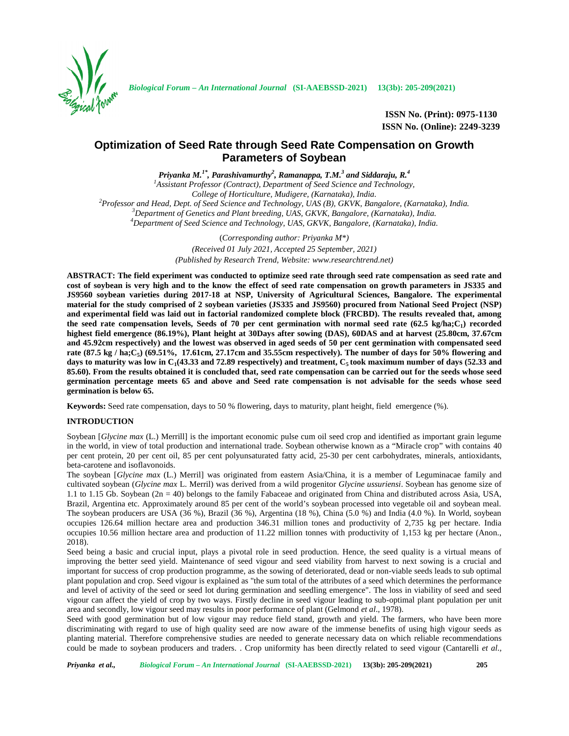**ISSN No. (Print): 0975-1130**
**ISSN No. (Online): 2249-3239**

# Optimization of Seed Rate through Seed Rate Compensation on Growth Parameters of Soybean

***Priyanka M.[1*], Parashivamurthy[2], Ramanappa, T.M.[3] and Siddaraju, R.[4]***

[1]Assistant Professor (Contract), Department of Seed Science and Technology, College of Horticulture, Mudigere, (Karnataka), India.
[2]Professor and Head, Dept. of Seed Science and Technology, UAS (B), GKVK, Bangalore, (Karnataka), India.
[3]Department of Genetics and Plant breeding, UAS, GKVK, Bangalore, (Karnataka), India.
[4]Department of Seed Science and Technology, UAS, GKVK, Bangalore, (Karnataka), India.

(Corresponding author: Priyanka M*)
*(Received 01 July 2021, Accepted 25 September, 2021)*
*(Published by Research Trend, Website: www.researchtrend.net)*

**ABSTRACT: The field experiment was conducted to optimize seed rate through seed rate compensation as seed rate and cost of soybean is very high and to the know the effect of seed rate compensation on growth parameters in JS335 and JS9560 soybean varieties during 2017-18 at NSP, University of Agricultural Sciences, Bangalore. The experimental material for the study comprised of 2 soybean varieties (JS335 and JS9560) procured from National Seed Project (NSP) and experimental field was laid out in factorial randomized complete block (FRCBD). The results revealed that, among the seed rate compensation levels, Seeds of 70 per cent germination with normal seed rate (62.5 kg/ha;$C_1$) recorded highest field emergence (86.19%), Plant height at 30Days after sowing (DAS), 60DAS and at harvest (25.80cm, 37.67cm and 45.92cm respectively) and the lowest was observed in aged seeds of 50 per cent germination with compensated seed rate (87.5 kg / ha;$C_5$) (69.51%, 17.61cm, 27.17cm and 35.55cm respectively). The number of days for 50% flowering and days to maturity was low in $C_1$(43.33 and 72.89 respectively) and treatment, $C_5$ took maximum number of days (52.33 and 85.60). From the results obtained it is concluded that, seed rate compensation can be carried out for the seeds whose seed germination percentage meets 65 and above and Seed rate compensation is not advisable for the seeds whose seed germination is below 65.**

**Keywords:** Seed rate compensation, days to 50 % flowering, days to maturity, plant height, field emergence (%).

## INTRODUCTION

Soybean [*Glycine max* (L.) Merrill] is the important economic pulse cum oil seed crop and identified as important grain legume in the world, in view of total production and international trade. Soybean otherwise known as a "Miracle crop" with contains 40 per cent protein, 20 per cent oil, 85 per cent polyunsaturated fatty acid, 25-30 per cent carbohydrates, minerals, antioxidants, beta-carotene and isoflavonoids.

The soybean [*Glycine max* (L.) Merril] was originated from eastern Asia/China, it is a member of Leguminacae family and cultivated soybean (*Glycine max* L. Merril) was derived from a wild progenitor *Glycine ussuriensi*. Soybean has genome size of 1.1 to 1.15 Gb. Soybean (2n = 40) belongs to the family Fabaceae and originated from China and distributed across Asia, USA, Brazil, Argentina etc. Approximately around 85 per cent of the world's soybean processed into vegetable oil and soybean meal. The soybean producers are USA (36 %), Brazil (36 %), Argentina (18 %), China (5.0 %) and India (4.0 %). In World, soybean occupies 126.64 million hectare area and production 346.31 million tones and productivity of 2,735 kg per hectare. India occupies 10.56 million hectare area and production of 11.22 million tonnes with productivity of 1,153 kg per hectare (Anon., 2018).

Seed being a basic and crucial input, plays a pivotal role in seed production. Hence, the seed quality is a virtual means of improving the better seed yield. Maintenance of seed vigour and seed viability from harvest to next sowing is a crucial and important for success of crop production programme, as the sowing of deteriorated, dead or non-viable seeds leads to sub optimal plant population and crop. Seed vigour is explained as "the sum total of the attributes of a seed which determines the performance and level of activity of the seed or seed lot during germination and seedling emergence". The loss in viability of seed and seed vigour can affect the yield of crop by two ways. Firstly decline in seed vigour leading to sub-optimal plant population per unit area and secondly, low vigour seed may results in poor performance of plant (Gelmond *et al*., 1978).

Seed with good germination but of low vigour may reduce field stand, growth and yield. The farmers, who have been more discriminating with regard to use of high quality seed are now aware of the immense benefits of using high vigour seeds as planting material. Therefore comprehensive studies are needed to generate necessary data on which reliable recommendations could be made to soybean producers and traders. . Crop uniformity has been directly related to seed vigour (Cantarelli *et al*.,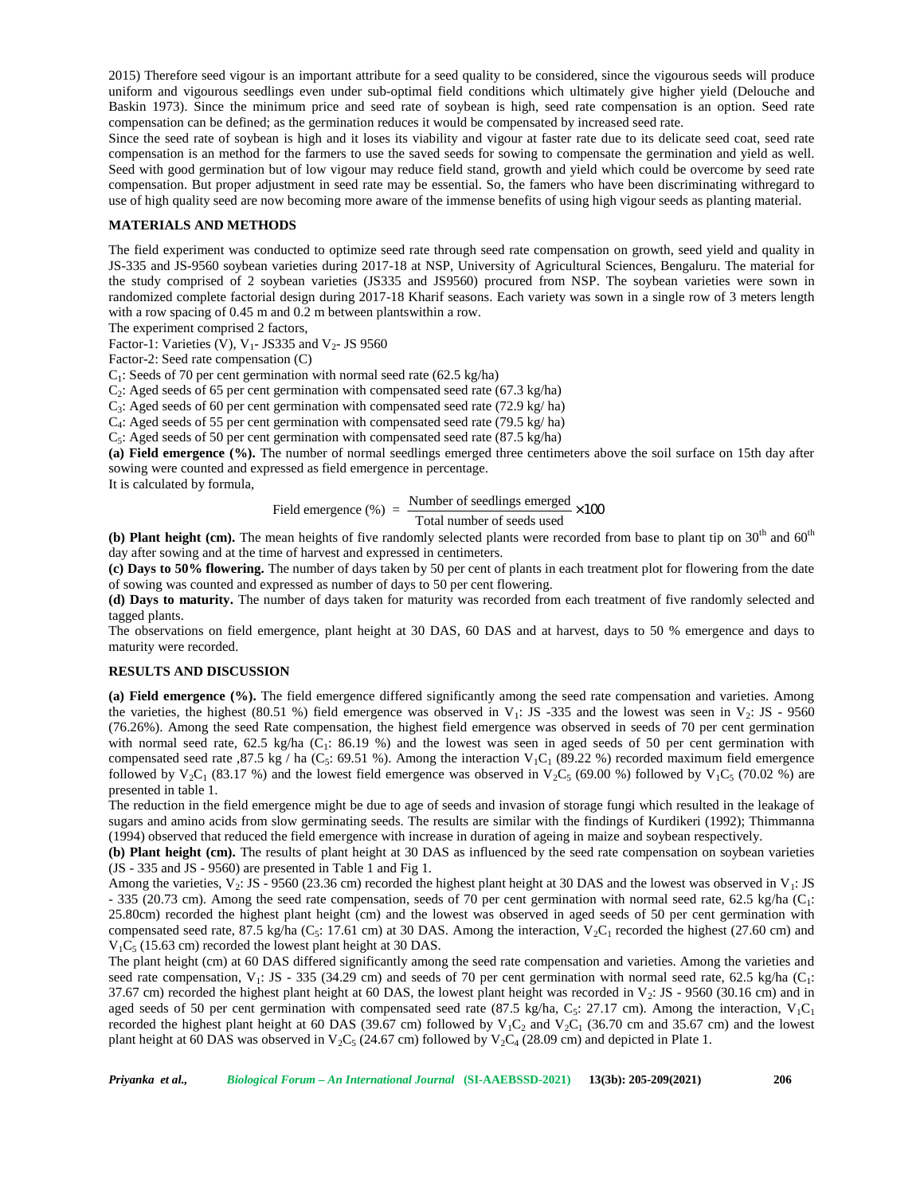2015) Therefore seed vigour is an important attribute for a seed quality to be considered, since the vigourous seeds will produce uniform and vigourous seedlings even under sub-optimal field conditions which ultimately give higher yield (Delouche and Baskin 1973). Since the minimum price and seed rate of soybean is high, seed rate compensation is an option. Seed rate compensation can be defined; as the germination reduces it would be compensated by increased seed rate.

Since the seed rate of soybean is high and it loses its viability and vigour at faster rate due to its delicate seed coat, seed rate compensation is an method for the farmers to use the saved seeds for sowing to compensate the germination and yield as well. Seed with good germination but of low vigour may reduce field stand, growth and yield which could be overcome by seed rate compensation. But proper adjustment in seed rate may be essential. So, the famers who have been discriminating withregard to use of high quality seed are now becoming more aware of the immense benefits of using high vigour seeds as planting material.

## MATERIALS AND METHODS

The field experiment was conducted to optimize seed rate through seed rate compensation on growth, seed yield and quality in JS-335 and JS-9560 soybean varieties during 2017-18 at NSP, University of Agricultural Sciences, Bengaluru. The material for the study comprised of 2 soybean varieties (JS335 and JS9560) procured from NSP. The soybean varieties were sown in randomized complete factorial design during 2017-18 Kharif seasons. Each variety was sown in a single row of 3 meters length with a row spacing of 0.45 m and 0.2 m between plantswithin a row.

The experiment comprised 2 factors,

Factor-1: Varieties (V), $V_1$- JS335 and $V_2$- JS 9560

Factor-2: Seed rate compensation (C)

$C_1$: Seeds of 70 per cent germination with normal seed rate (62.5 kg/ha)

$C_2$: Aged seeds of 65 per cent germination with compensated seed rate (67.3 kg/ha)

$C_3$: Aged seeds of 60 per cent germination with compensated seed rate (72.9 kg/ ha)

$C_4$: Aged seeds of 55 per cent germination with compensated seed rate (79.5 kg/ ha)

$C_5$: Aged seeds of 50 per cent germination with compensated seed rate (87.5 kg/ha)

**(a) Field emergence (%).** The number of normal seedlings emerged three centimeters above the soil surface on 15th day after sowing were counted and expressed as field emergence in percentage.

It is calculated by formula,

$$\text{Field emergence (\%)} = \frac{\text{Number of seedlings emerged}}{\text{Total number of seeds used}} \times 100$$

**(b) Plant height (cm).** The mean heights of five randomly selected plants were recorded from base to plant tip on 30$^{th}$ and 60$^{th}$ day after sowing and at the time of harvest and expressed in centimeters.

**(c) Days to 50% flowering.** The number of days taken by 50 per cent of plants in each treatment plot for flowering from the date of sowing was counted and expressed as number of days to 50 per cent flowering.

**(d) Days to maturity.** The number of days taken for maturity was recorded from each treatment of five randomly selected and tagged plants.

The observations on field emergence, plant height at 30 DAS, 60 DAS and at harvest, days to 50 % emergence and days to maturity were recorded.

## RESULTS AND DISCUSSION

**(a) Field emergence (%).** The field emergence differed significantly among the seed rate compensation and varieties. Among the varieties, the highest (80.51 %) field emergence was observed in $V_1$: JS -335 and the lowest was seen in $V_2$: JS - 9560 (76.26%). Among the seed Rate compensation, the highest field emergence was observed in seeds of 70 per cent germination with normal seed rate, 62.5 kg/ha ($C_1$: 86.19 %) and the lowest was seen in aged seeds of 50 per cent germination with compensated seed rate ,87.5 kg / ha ($C_5$: 69.51 %). Among the interaction $V_1C_1$ (89.22 %) recorded maximum field emergence followed by $V_2C_1$ (83.17 %) and the lowest field emergence was observed in $V_2C_5$ (69.00 %) followed by $V_1C_5$ (70.02 %) are presented in table 1.

The reduction in the field emergence might be due to age of seeds and invasion of storage fungi which resulted in the leakage of sugars and amino acids from slow germinating seeds. The results are similar with the findings of Kurdikeri (1992); Thimmanna (1994) observed that reduced the field emergence with increase in duration of ageing in maize and soybean respectively.

**(b) Plant height (cm).** The results of plant height at 30 DAS as influenced by the seed rate compensation on soybean varieties (JS - 335 and JS - 9560) are presented in Table 1 and Fig 1.

Among the varieties, $V_2$: JS - 9560 (23.36 cm) recorded the highest plant height at 30 DAS and the lowest was observed in $V_1$: JS - 335 (20.73 cm). Among the seed rate compensation, seeds of 70 per cent germination with normal seed rate, 62.5 kg/ha ($C_1$: 25.80cm) recorded the highest plant height (cm) and the lowest was observed in aged seeds of 50 per cent germination with compensated seed rate, 87.5 kg/ha ($C_5$: 17.61 cm) at 30 DAS. Among the interaction, $V_2C_1$ recorded the highest (27.60 cm) and $V_1C_5$ (15.63 cm) recorded the lowest plant height at 30 DAS.

The plant height (cm) at 60 DAS differed significantly among the seed rate compensation and varieties. Among the varieties and seed rate compensation, $V_1$: JS - 335 (34.29 cm) and seeds of 70 per cent germination with normal seed rate, 62.5 kg/ha ($C_1$: 37.67 cm) recorded the highest plant height at 60 DAS, the lowest plant height was recorded in $V_2$: JS - 9560 (30.16 cm) and in aged seeds of 50 per cent germination with compensated seed rate (87.5 kg/ha, $C_5$: 27.17 cm). Among the interaction, $V_1C_1$ recorded the highest plant height at 60 DAS (39.67 cm) followed by $V_1C_2$ and $V_2C_1$ (36.70 cm and 35.67 cm) and the lowest plant height at 60 DAS was observed in $V_2C_5$ (24.67 cm) followed by $V_2C_4$ (28.09 cm) and depicted in Plate 1.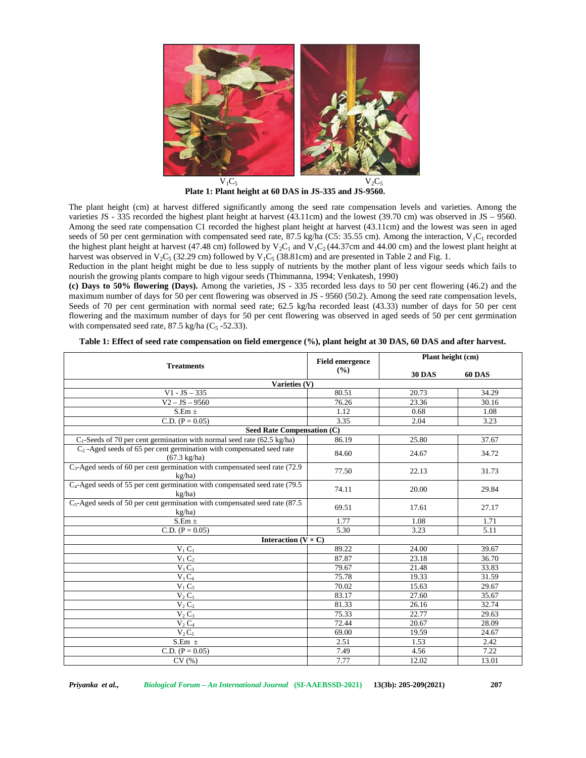$V_1C_5$ $V_2C_5$

**Plate 1: Plant height at 60 DAS in JS-335 and JS-9560.**

The plant height (cm) at harvest differed significantly among the seed rate compensation levels and varieties. Among the varieties JS - 335 recorded the highest plant height at harvest (43.11cm) and the lowest (39.70 cm) was observed in JS – 9560. Among the seed rate compensation C1 recorded the highest plant height at harvest (43.11cm) and the lowest was seen in aged seeds of 50 per cent germination with compensated seed rate, 87.5 kg/ha (C5: 35.55 cm). Among the interaction, $V_1C_1$ recorded the highest plant height at harvest (47.48 cm) followed by $V_2C_1$ and $V_1C_2$ (44.37cm and 44.00 cm) and the lowest plant height at harvest was observed in $V_2C_5$ (32.29 cm) followed by $V_1C_5$ (38.81cm) and are presented in Table 2 and Fig. 1.

Reduction in the plant height might be due to less supply of nutrients by the mother plant of less vigour seeds which fails to nourish the growing plants compare to high vigour seeds (Thimmanna, 1994; Venkatesh, 1990)

**(c) Days to 50% flowering (Days).** Among the varieties, JS - 335 recorded less days to 50 per cent flowering (46.2) and the maximum number of days for 50 per cent flowering was observed in JS - 9560 (50.2). Among the seed rate compensation levels, Seeds of 70 per cent germination with normal seed rate; 62.5 kg/ha recorded least (43.33) number of days for 50 per cent flowering and the maximum number of days for 50 per cent flowering was observed in aged seeds of 50 per cent germination with compensated seed rate, 87.5 kg/ha ($C_5$ -52.33).

**Table 1: Effect of seed rate compensation on field emergence (%), plant height at 30 DAS, 60 DAS and after harvest.**

| Treatments | Field emergence (%) | Plant height (cm) | |
|---|---|---|---|
| | | 30 DAS | 60 DAS |
| **Varieties (V)** | | | |
| V1 - JS – 335 | 80.51 | 20.73 | 34.29 |
| V2 – JS – 9560 | 76.26 | 23.36 | 30.16 |
| S.Em ± | 1.12 | 0.68 | 1.08 |
| C.D. (P = 0.05) | 3.35 | 2.04 | 3.23 |
| **Seed Rate Compensation (C)** | | | |
| $C_1$-Seeds of 70 per cent germination with normal seed rate (62.5 kg/ha) | 86.19 | 25.80 | 37.67 |
| $C_2$ -Aged seeds of 65 per cent germination with compensated seed rate (67.3 kg/ha) | 84.60 | 24.67 | 34.72 |
| $C_3$-Aged seeds of 60 per cent germination with compensated seed rate (72.9 kg/ha) | 77.50 | 22.13 | 31.73 |
| $C_4$-Aged seeds of 55 per cent germination with compensated seed rate (79.5 kg/ha) | 74.11 | 20.00 | 29.84 |
| $C_5$-Aged seeds of 50 per cent germination with compensated seed rate (87.5 kg/ha) | 69.51 | 17.61 | 27.17 |
| S.Em ± | 1.77 | 1.08 | 1.71 |
| C.D. (P = 0.05) | 5.30 | 3.23 | 5.11 |
| **Interaction (V × C)** | | | |
| $V_1C_1$ | 89.22 | 24.00 | 39.67 |
| $V_1C_2$ | 87.87 | 23.18 | 36.70 |
| $V_1C_3$ | 79.67 | 21.48 | 33.83 |
| $V_1C_4$ | 75.78 | 19.33 | 31.59 |
| $V_1C_5$ | 70.02 | 15.63 | 29.67 |
| $V_2C_1$ | 83.17 | 27.60 | 35.67 |
| $V_2C_2$ | 81.33 | 26.16 | 32.74 |
| $V_2C_3$ | 75.33 | 22.77 | 29.63 |
| $V_2C_4$ | 72.44 | 20.67 | 28.09 |
| $V_2C_5$ | 69.00 | 19.59 | 24.67 |
| S.Em ± | 2.51 | 1.53 | 2.42 |
| C.D. (P = 0.05) | 7.49 | 4.56 | 7.22 |
| CV (%) | 7.77 | 12.02 | 13.01 |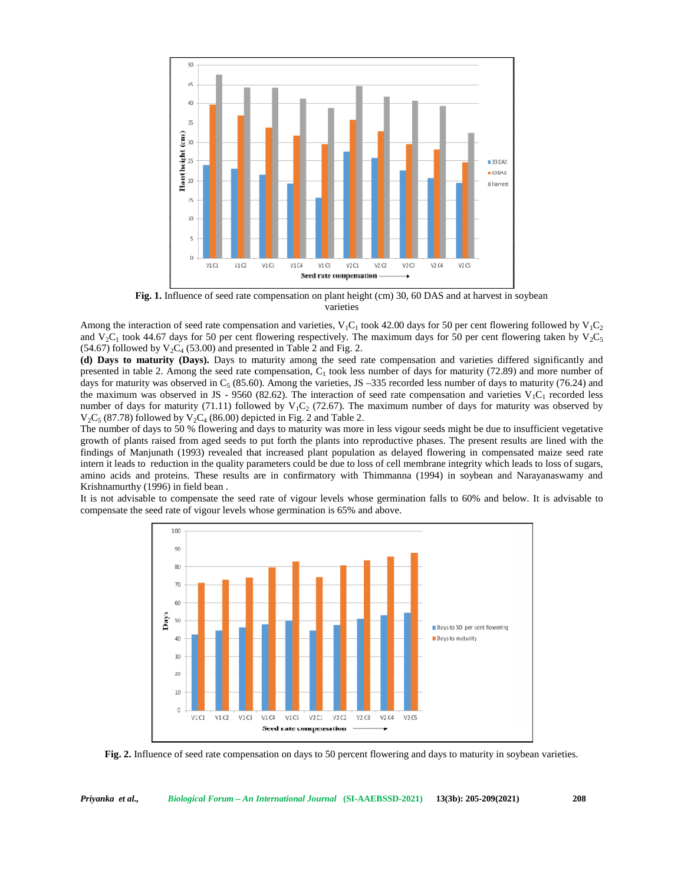**Fig. 1.** Influence of seed rate compensation on plant height (cm) 30, 60 DAS and at harvest in soybean varieties

Among the interaction of seed rate compensation and varieties, $V_1C_1$ took 42.00 days for 50 per cent flowering followed by $V_1C_2$ and $V_2C_1$ took 44.67 days for 50 per cent flowering respectively. The maximum days for 50 per cent flowering taken by $V_2C_5$ (54.67) followed by $V_2C_4$ (53.00) and presented in Table 2 and Fig. 2.

**(d) Days to maturity (Days).** Days to maturity among the seed rate compensation and varieties differed significantly and presented in table 2. Among the seed rate compensation, $C_1$ took less number of days for maturity (72.89) and more number of days for maturity was observed in $C_5$ (85.60). Among the varieties, JS –335 recorded less number of days to maturity (76.24) and the maximum was observed in JS - 9560 (82.62). The interaction of seed rate compensation and varieties $V_1C_1$ recorded less number of days for maturity (71.11) followed by $V_1C_2$ (72.67). The maximum number of days for maturity was observed by $V_2C_5$ (87.78) followed by $V_2C_4$ (86.00) depicted in Fig. 2 and Table 2.

The number of days to 50 % flowering and days to maturity was more in less vigour seeds might be due to insufficient vegetative growth of plants raised from aged seeds to put forth the plants into reproductive phases. The present results are lined with the findings of Manjunath (1993) revealed that increased plant population as delayed flowering in compensated maize seed rate intern it leads to reduction in the quality parameters could be due to loss of cell membrane integrity which leads to loss of sugars, amino acids and proteins. These results are in confirmatory with Thimmanna (1994) in soybean and Narayanaswamy and Krishnamurthy (1996) in field bean .

It is not advisable to compensate the seed rate of vigour levels whose germination falls to 60% and below. It is advisable to compensate the seed rate of vigour levels whose germination is 65% and above.

**Fig. 2.** Influence of seed rate compensation on days to 50 percent flowering and days to maturity in soybean varieties.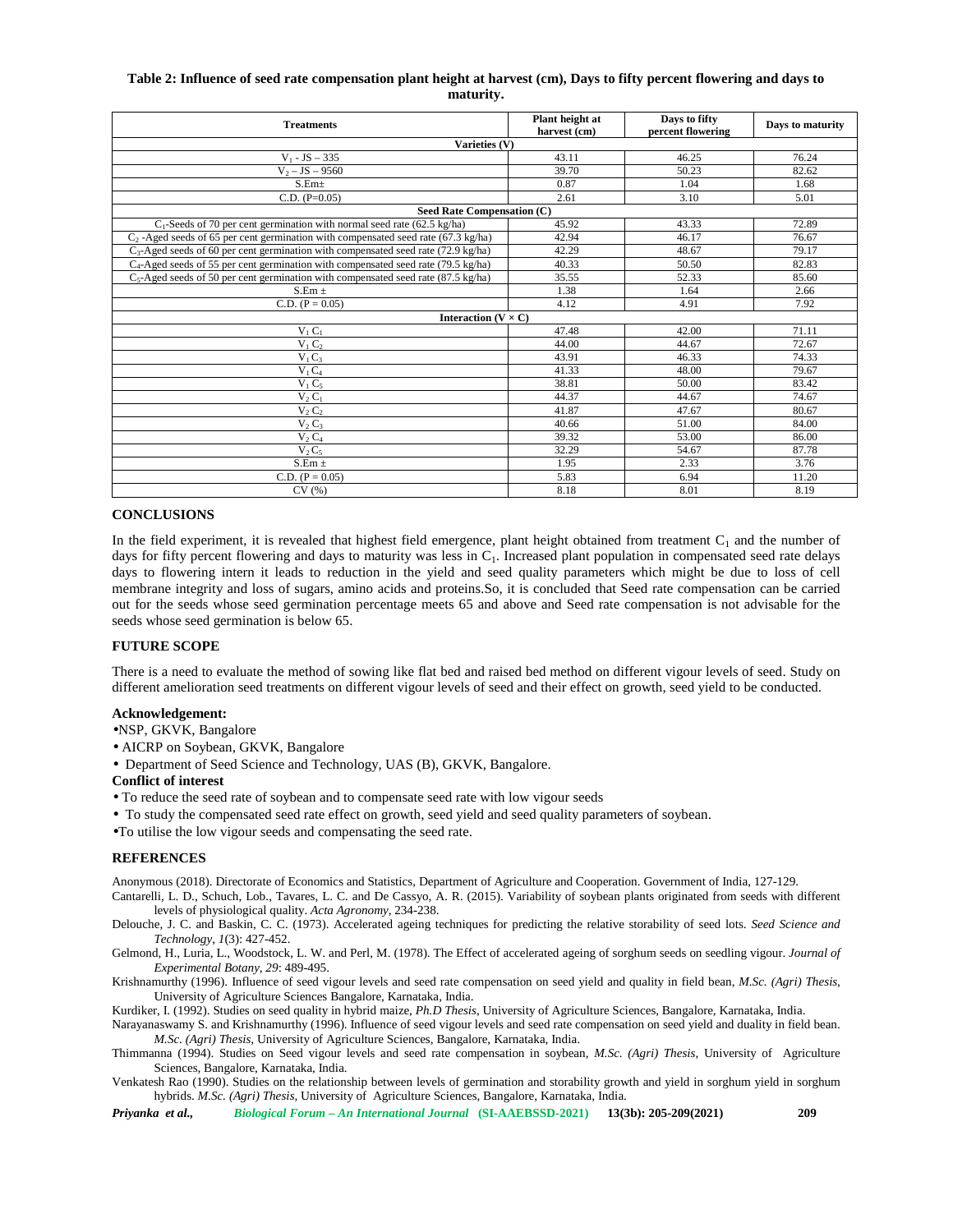**Table 2: Influence of seed rate compensation plant height at harvest (cm), Days to fifty percent flowering and days to maturity.**

| Treatments | Plant height at harvest (cm) | Days to fifty percent flowering | Days to maturity |
|---|---|---|---|
| **Varieties (V)** | | | |
| $V_1$ - JS – 335 | 43.11 | 46.25 | 76.24 |
| $V_2$ – JS – 9560 | 39.70 | 50.23 | 82.62 |
| S.Em± | 0.87 | 1.04 | 1.68 |
| C.D. (P=0.05) | 2.61 | 3.10 | 5.01 |
| **Seed Rate Compensation (C)** | | | |
| $C_1$-Seeds of 70 per cent germination with normal seed rate (62.5 kg/ha) | 45.92 | 43.33 | 72.89 |
| $C_2$ -Aged seeds of 65 per cent germination with compensated seed rate (67.3 kg/ha) | 42.94 | 46.17 | 76.67 |
| $C_3$-Aged seeds of 60 per cent germination with compensated seed rate (72.9 kg/ha) | 42.29 | 48.67 | 79.17 |
| $C_4$-Aged seeds of 55 per cent germination with compensated seed rate (79.5 kg/ha) | 40.33 | 50.50 | 82.83 |
| $C_5$-Aged seeds of 50 per cent germination with compensated seed rate (87.5 kg/ha) | 35.55 | 52.33 | 85.60 |
| S.Em ± | 1.38 | 1.64 | 2.66 |
| C.D. (P = 0.05) | 4.12 | 4.91 | 7.92 |
| **Interaction (V × C)** | | | |
| $V_1 C_1$ | 47.48 | 42.00 | 71.11 |
| $V_1 C_2$ | 44.00 | 44.67 | 72.67 |
| $V_1 C_3$ | 43.91 | 46.33 | 74.33 |
| $V_1 C_4$ | 41.33 | 48.00 | 79.67 |
| $V_1 C_5$ | 38.81 | 50.00 | 83.42 |
| $V_2 C_1$ | 44.37 | 44.67 | 74.67 |
| $V_2 C_2$ | 41.87 | 47.67 | 80.67 |
| $V_2 C_3$ | 40.66 | 51.00 | 84.00 |
| $V_2 C_4$ | 39.32 | 53.00 | 86.00 |
| $V_2 C_5$ | 32.29 | 54.67 | 87.78 |
| S.Em ± | 1.95 | 2.33 | 3.76 |
| C.D. (P = 0.05) | 5.83 | 6.94 | 11.20 |
| CV (%) | 8.18 | 8.01 | 8.19 |

## CONCLUSIONS

In the field experiment, it is revealed that highest field emergence, plant height obtained from treatment $C_1$ and the number of days for fifty percent flowering and days to maturity was less in $C_1$. Increased plant population in compensated seed rate delays days to flowering intern it leads to reduction in the yield and seed quality parameters which might be due to loss of cell membrane integrity and loss of sugars, amino acids and proteins.So, it is concluded that Seed rate compensation can be carried out for the seeds whose seed germination percentage meets 65 and above and Seed rate compensation is not advisable for the seeds whose seed germination is below 65.

## FUTURE SCOPE

There is a need to evaluate the method of sowing like flat bed and raised bed method on different vigour levels of seed. Study on different amelioration seed treatments on different vigour levels of seed and their effect on growth, seed yield to be conducted.

**Acknowledgement:**

- NSP, GKVK, Bangalore
- AICRP on Soybean, GKVK, Bangalore
- Department of Seed Science and Technology, UAS (B), GKVK, Bangalore.

**Conflict of interest**

- To reduce the seed rate of soybean and to compensate seed rate with low vigour seeds
- To study the compensated seed rate effect on growth, seed yield and seed quality parameters of soybean.
- To utilise the low vigour seeds and compensating the seed rate.

## REFERENCES

Anonymous (2018). Directorate of Economics and Statistics, Department of Agriculture and Cooperation. Government of India, 127-129.

Cantarelli, L. D., Schuch, Lob., Tavares, L. C. and De Cassyo, A. R. (2015). Variability of soybean plants originated from seeds with different levels of physiological quality. *Acta Agronomy*, 234-238.

Delouche, J. C. and Baskin, C. C. (1973). Accelerated ageing techniques for predicting the relative storability of seed lots. *Seed Science and Technology, 1*(3): 427-452.

Gelmond, H., Luria, L., Woodstock, L. W. and Perl, M. (1978). The Effect of accelerated ageing of sorghum seeds on seedling vigour. *Journal of Experimental Botany, 29*: 489-495.

Krishnamurthy (1996). Influence of seed vigour levels and seed rate compensation on seed yield and quality in field bean, *M.Sc. (Agri) Thesis*, University of Agriculture Sciences Bangalore, Karnataka, India.

Kurdiker, I. (1992). Studies on seed quality in hybrid maize, *Ph.D Thesis*, University of Agriculture Sciences, Bangalore, Karnataka, India.

Narayanaswamy S. and Krishnamurthy (1996). Influence of seed vigour levels and seed rate compensation on seed yield and duality in field bean. *M.Sc. (Agri) Thesis*, University of Agriculture Sciences, Bangalore, Karnataka, India.

Thimmanna (1994). Studies on Seed vigour levels and seed rate compensation in soybean, *M.Sc. (Agri) Thesis*, University of Agriculture Sciences, Bangalore, Karnataka, India.

Venkatesh Rao (1990). Studies on the relationship between levels of germination and storability growth and yield in sorghum yield in sorghum hybrids. *M.Sc. (Agri) Thesis*, University of Agriculture Sciences, Bangalore, Karnataka, India.